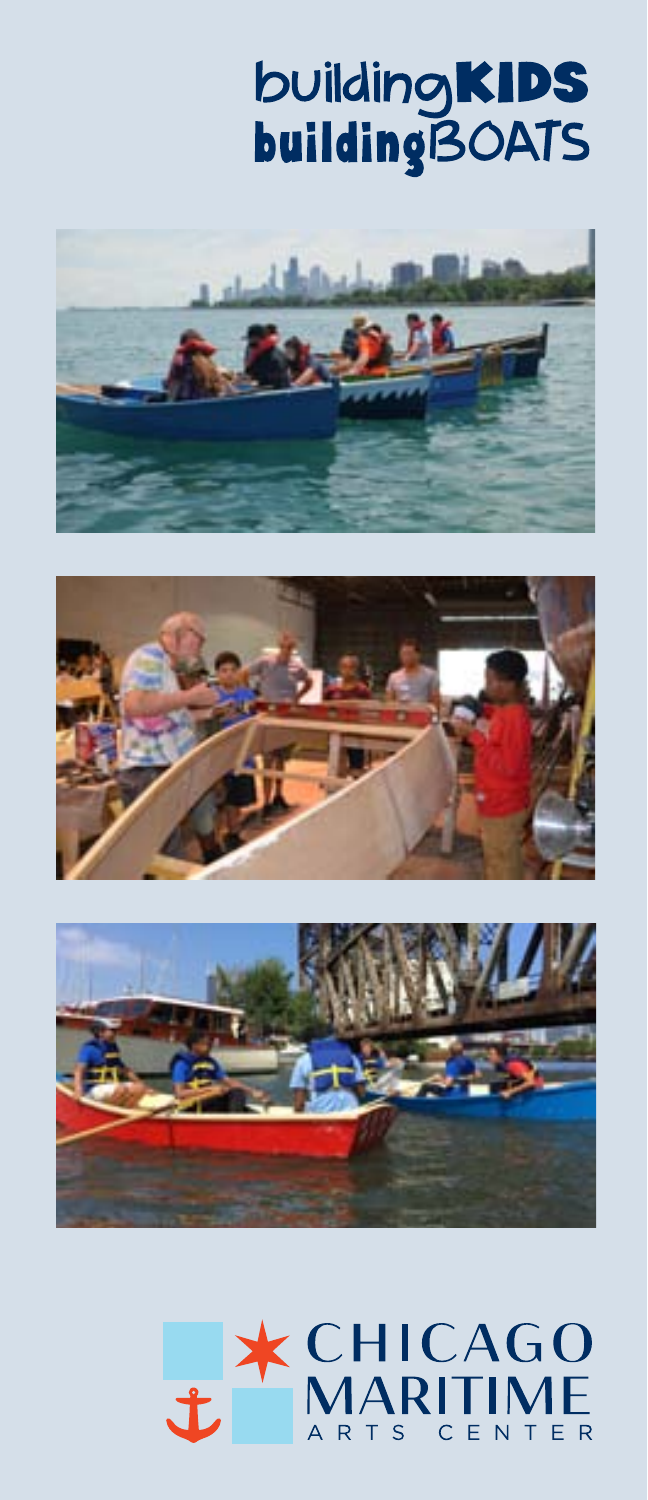# buildingKIDS buildingBOATS

CHICAGO MARITIME ARTS CENTER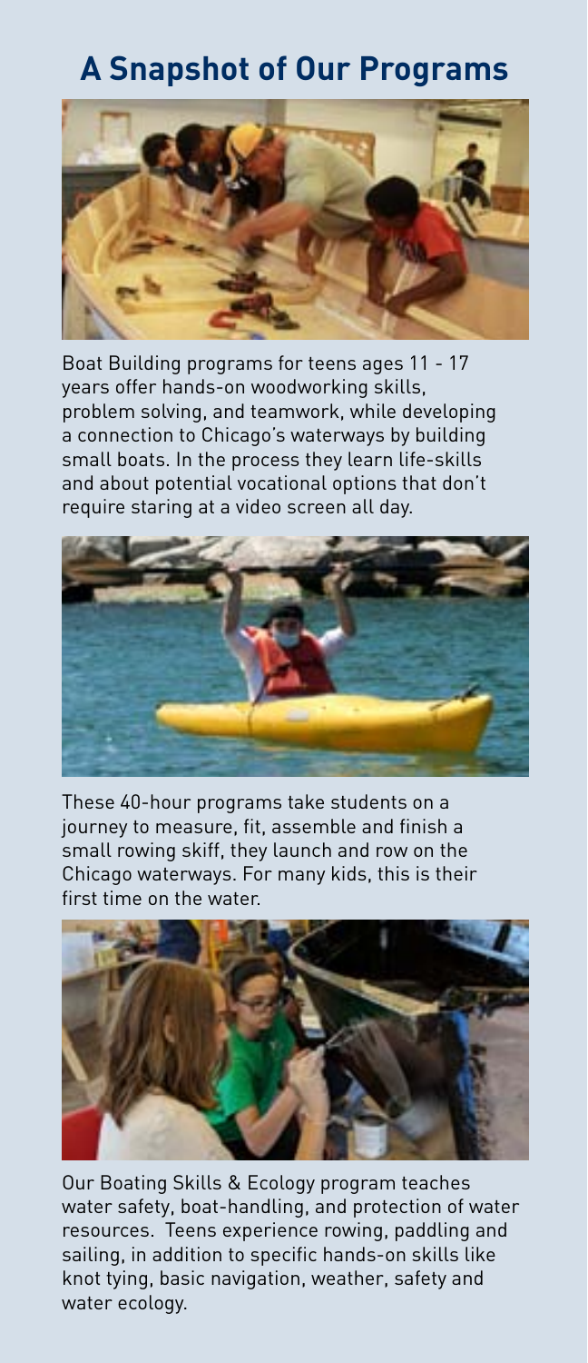# A Snapshot of Our Programs

Boat Building programs for teens ages 11 - 17 years offer hands-on woodworking skills, problem solving, and teamwork, while developing a connection to Chicago's waterways by building small boats. In the process they learn life-skills and about potential vocational options that don't require staring at a video screen all day.

These 40-hour programs take students on a journey to measure, fit, assemble and finish a small rowing skiff, they launch and row on the Chicago waterways. For many kids, this is their first time on the water.

Our Boating Skills & Ecology program teaches water safety, boat-handling, and protection of water resources. Teens experience rowing, paddling and sailing, in addition to specific hands-on skills like knot tying, basic navigation, weather, safety and water ecology.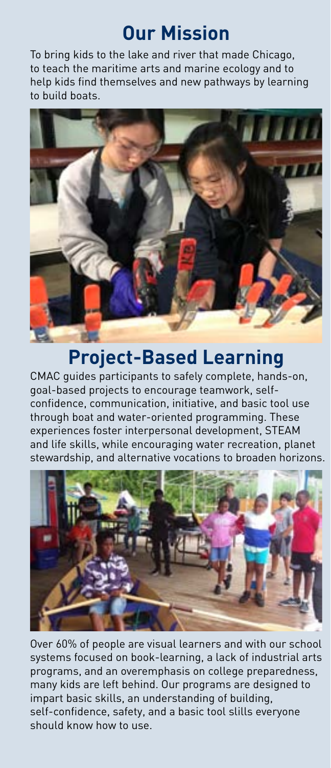## Our Mission

To bring kids to the lake and river that made Chicago, to teach the maritime arts and marine ecology and to help kids find themselves and new pathways by learning to build boats.

## Project-Based Learning

CMAC guides participants to safely complete, hands-on, goal-based projects to encourage teamwork, self-confidence, communication, initiative, and basic tool use through boat and water-oriented programming. These experiences foster interpersonal development, STEAM and life skills, while encouraging water recreation, planet stewardship, and alternative vocations to broaden horizons.

Over 60% of people are visual learners and with our school systems focused on book-learning, a lack of industrial arts programs, and an overemphasis on college preparedness, many kids are left behind. Our programs are designed to impart basic skills, an understanding of building, self-confidence, safety, and a basic tool slills everyone should know how to use.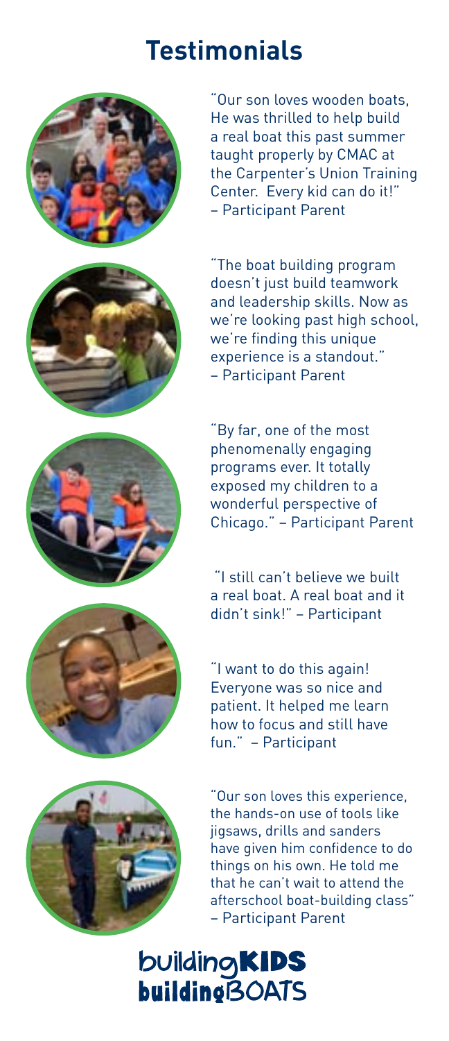# Testimonials

"Our son loves wooden boats, He was thrilled to help build a real boat this past summer taught properly by CMAC at the Carpenter's Union Training Center. Every kid can do it!" – Participant Parent

"The boat building program doesn't just build teamwork and leadership skills. Now as we're looking past high school, we're finding this unique experience is a standout." – Participant Parent

"By far, one of the most phenomenally engaging programs ever. It totally exposed my children to a wonderful perspective of Chicago." – Participant Parent

"I still can't believe we built a real boat. A real boat and it didn't sink!" – Participant

"I want to do this again! Everyone was so nice and patient. It helped me learn how to focus and still have fun." – Participant

"Our son loves this experience, the hands-on use of tools like jigsaws, drills and sanders have given him confidence to do things on his own. He told me that he can't wait to attend the afterschool boat-building class" – Participant Parent

**buildingKIDS buildingBOATS**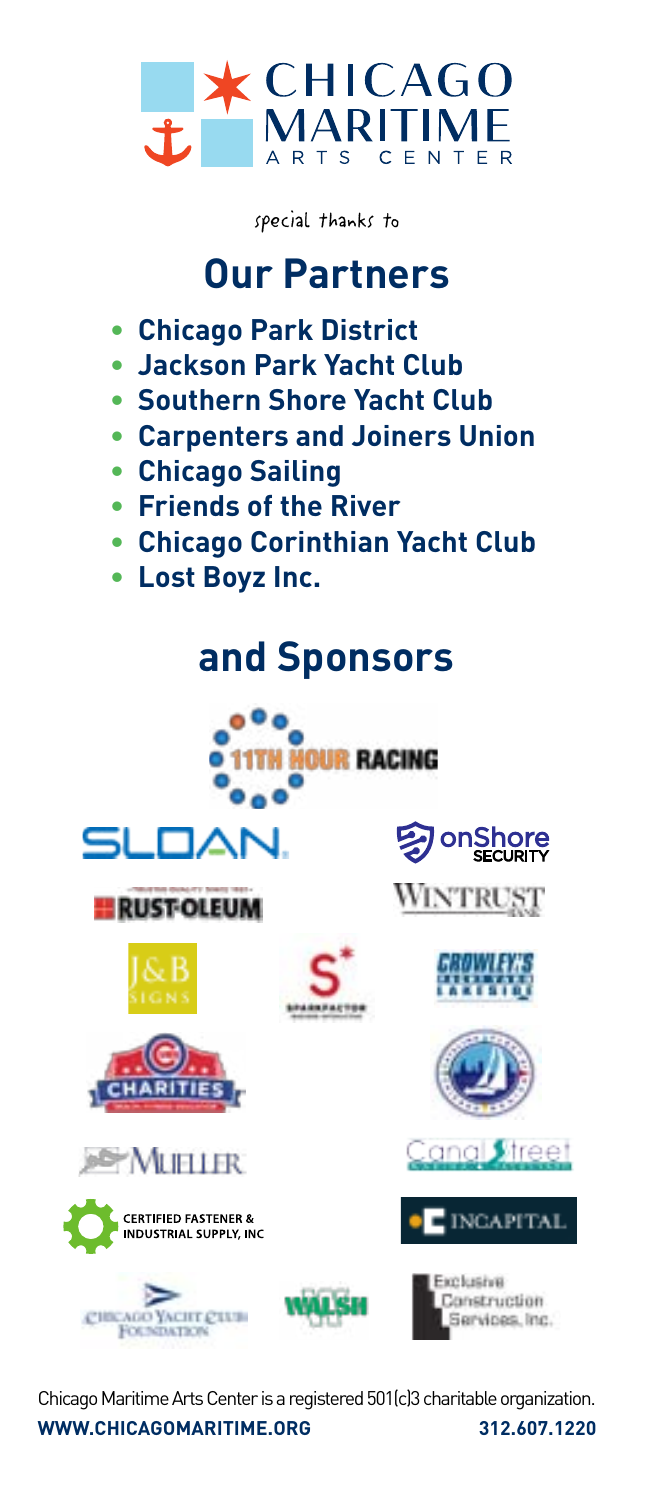CHICAGO MARITIME ARTS CENTER

special thanks to

# Our Partners

- **Chicago Park District**
- **Jackson Park Yacht Club**
- **Southern Shore Yacht Club**
- **Carpenters and Joiners Union**
- **Chicago Sailing**
- **Friends of the River**
- **Chicago Corinthian Yacht Club**
- **Lost Boyz Inc.**

# and Sponsors

11TH HOUR RACING

SLOAN.

onShore SECURITY

RUST-OLEUM

WINTRUST

J&B SIGNS

SPARKFACTOR

CROWLEY'S

CHARITIES

MUELLER

Canal Street

CERTIFIED FASTENER & INDUSTRIAL SUPPLY, INC

INCAPITAL

CHICAGO YACHT CLUB FOUNDATION

WALSH

Exclusive Construction Services, Inc.

Chicago Maritime Arts Center is a registered 501(c)3 charitable organization.

**WWW.CHICAGOMARITIME.ORG** **312.607.1220**